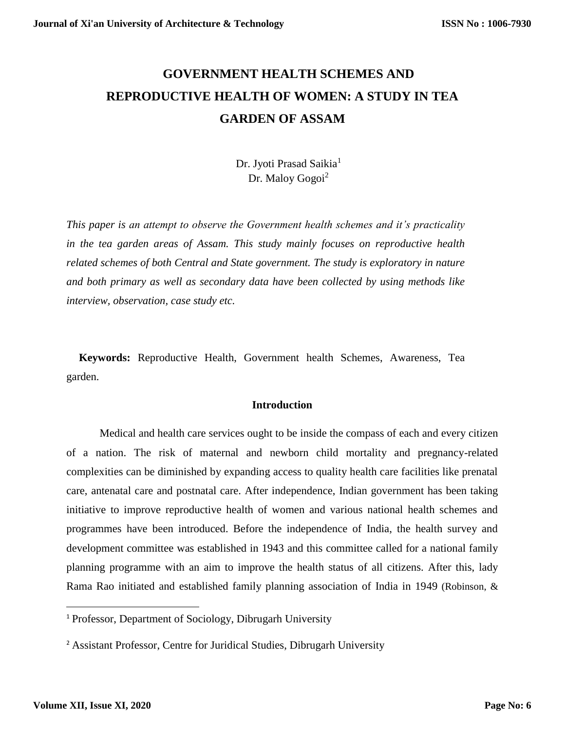# GOVERNMENT HEALTH SCHEMES AND REPRODUCTIVE HEALTH OF WOMEN: A STUDY IN TEA GARDEN OF ASSAM

Dr. Jyoti Prasad Saikia[1]
Dr. Maloy Gogoi[2]

*This paper is an attempt to observe the Government health schemes and it's practicality in the tea garden areas of Assam. This study mainly focuses on reproductive health related schemes of both Central and State government. The study is exploratory in nature and both primary as well as secondary data have been collected by using methods like interview, observation, case study etc.*

**Keywords:** Reproductive Health, Government health Schemes, Awareness, Tea garden.

## Introduction

Medical and health care services ought to be inside the compass of each and every citizen of a nation. The risk of maternal and newborn child mortality and pregnancy-related complexities can be diminished by expanding access to quality health care facilities like prenatal care, antenatal care and postnatal care. After independence, Indian government has been taking initiative to improve reproductive health of women and various national health schemes and programmes have been introduced. Before the independence of India, the health survey and development committee was established in 1943 and this committee called for a national family planning programme with an aim to improve the health status of all citizens. After this, lady Rama Rao initiated and established family planning association of India in 1949 (Robinson, &

---

[1] Professor, Department of Sociology, Dibrugarh University

[2] Assistant Professor, Centre for Juridical Studies, Dibrugarh University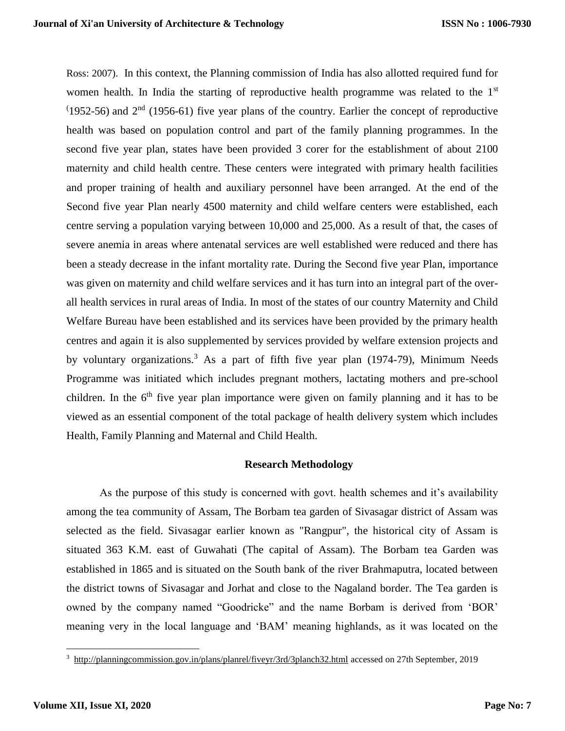Ross: 2007). In this context, the Planning commission of India has also allotted required fund for women health. In India the starting of reproductive health programme was related to the 1st (1952-56) and 2nd (1956-61) five year plans of the country. Earlier the concept of reproductive health was based on population control and part of the family planning programmes. In the second five year plan, states have been provided 3 corer for the establishment of about 2100 maternity and child health centre. These centers were integrated with primary health facilities and proper training of health and auxiliary personnel have been arranged. At the end of the Second five year Plan nearly 4500 maternity and child welfare centers were established, each centre serving a population varying between 10,000 and 25,000. As a result of that, the cases of severe anemia in areas where antenatal services are well established were reduced and there has been a steady decrease in the infant mortality rate. During the Second five year Plan, importance was given on maternity and child welfare services and it has turn into an integral part of the over-all health services in rural areas of India. In most of the states of our country Maternity and Child Welfare Bureau have been established and its services have been provided by the primary health centres and again it is also supplemented by services provided by welfare extension projects and by voluntary organizations.[3] As a part of fifth five year plan (1974-79), Minimum Needs Programme was initiated which includes pregnant mothers, lactating mothers and pre-school children. In the 6th five year plan importance were given on family planning and it has to be viewed as an essential component of the total package of health delivery system which includes Health, Family Planning and Maternal and Child Health.

## Research Methodology

As the purpose of this study is concerned with govt. health schemes and it's availability among the tea community of Assam, The Borbam tea garden of Sivasagar district of Assam was selected as the field. Sivasagar earlier known as "Rangpur", the historical city of Assam is situated 363 K.M. east of Guwahati (The capital of Assam). The Borbam tea Garden was established in 1865 and is situated on the South bank of the river Brahmaputra, located between the district towns of Sivasagar and Jorhat and close to the Nagaland border. The Tea garden is owned by the company named "Goodricke" and the name Borbam is derived from 'BOR' meaning very in the local language and 'BAM' meaning highlands, as it was located on the

---

[3] http://planningcommission.gov.in/plans/planrel/fiveyr/3rd/3planch32.html accessed on 27th September, 2019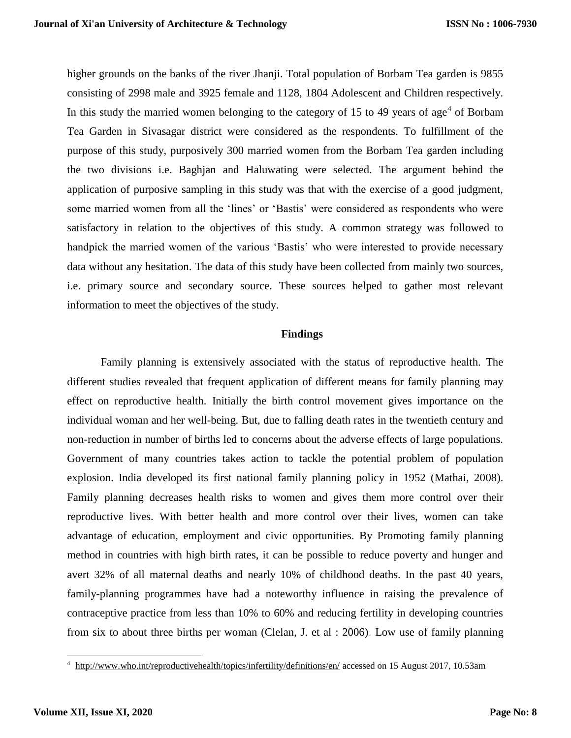higher grounds on the banks of the river Jhanji. Total population of Borbam Tea garden is 9855 consisting of 2998 male and 3925 female and 1128, 1804 Adolescent and Children respectively. In this study the married women belonging to the category of 15 to 49 years of age[4] of Borbam Tea Garden in Sivasagar district were considered as the respondents. To fulfillment of the purpose of this study, purposively 300 married women from the Borbam Tea garden including the two divisions i.e. Baghjan and Haluwating were selected. The argument behind the application of purposive sampling in this study was that with the exercise of a good judgment, some married women from all the 'lines' or 'Bastis' were considered as respondents who were satisfactory in relation to the objectives of this study. A common strategy was followed to handpick the married women of the various 'Bastis' who were interested to provide necessary data without any hesitation. The data of this study have been collected from mainly two sources, i.e. primary source and secondary source. These sources helped to gather most relevant information to meet the objectives of the study.

## Findings

Family planning is extensively associated with the status of reproductive health. The different studies revealed that frequent application of different means for family planning may effect on reproductive health. Initially the birth control movement gives importance on the individual woman and her well-being. But, due to falling death rates in the twentieth century and non-reduction in number of births led to concerns about the adverse effects of large populations. Government of many countries takes action to tackle the potential problem of population explosion. India developed its first national family planning policy in 1952 (Mathai, 2008). Family planning decreases health risks to women and gives them more control over their reproductive lives. With better health and more control over their lives, women can take advantage of education, employment and civic opportunities. By Promoting family planning method in countries with high birth rates, it can be possible to reduce poverty and hunger and avert 32% of all maternal deaths and nearly 10% of childhood deaths. In the past 40 years, family-planning programmes have had a noteworthy influence in raising the prevalence of contraceptive practice from less than 10% to 60% and reducing fertility in developing countries from six to about three births per woman (Clelan, J. et al : 2006). Low use of family planning

---

[4] http://www.who.int/reproductivehealth/topics/infertility/definitions/en/ accessed on 15 August 2017, 10.53am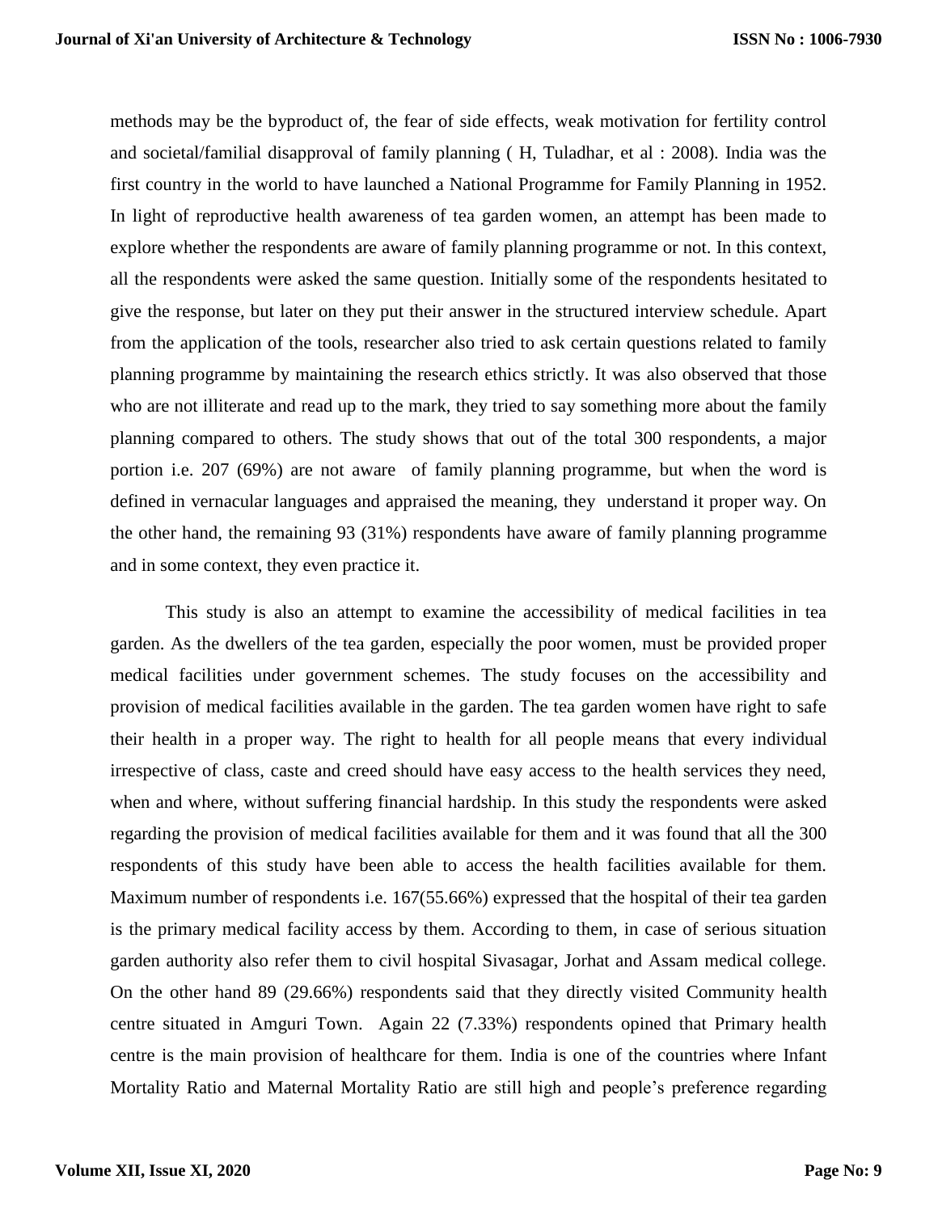methods may be the byproduct of, the fear of side effects, weak motivation for fertility control and societal/familial disapproval of family planning ( H, Tuladhar, et al : 2008). India was the first country in the world to have launched a National Programme for Family Planning in 1952. In light of reproductive health awareness of tea garden women, an attempt has been made to explore whether the respondents are aware of family planning programme or not. In this context, all the respondents were asked the same question. Initially some of the respondents hesitated to give the response, but later on they put their answer in the structured interview schedule. Apart from the application of the tools, researcher also tried to ask certain questions related to family planning programme by maintaining the research ethics strictly. It was also observed that those who are not illiterate and read up to the mark, they tried to say something more about the family planning compared to others. The study shows that out of the total 300 respondents, a major portion i.e. 207 (69%) are not aware of family planning programme, but when the word is defined in vernacular languages and appraised the meaning, they understand it proper way. On the other hand, the remaining 93 (31%) respondents have aware of family planning programme and in some context, they even practice it.

This study is also an attempt to examine the accessibility of medical facilities in tea garden. As the dwellers of the tea garden, especially the poor women, must be provided proper medical facilities under government schemes. The study focuses on the accessibility and provision of medical facilities available in the garden. The tea garden women have right to safe their health in a proper way. The right to health for all people means that every individual irrespective of class, caste and creed should have easy access to the health services they need, when and where, without suffering financial hardship. In this study the respondents were asked regarding the provision of medical facilities available for them and it was found that all the 300 respondents of this study have been able to access the health facilities available for them. Maximum number of respondents i.e. 167(55.66%) expressed that the hospital of their tea garden is the primary medical facility access by them. According to them, in case of serious situation garden authority also refer them to civil hospital Sivasagar, Jorhat and Assam medical college. On the other hand 89 (29.66%) respondents said that they directly visited Community health centre situated in Amguri Town. Again 22 (7.33%) respondents opined that Primary health centre is the main provision of healthcare for them. India is one of the countries where Infant Mortality Ratio and Maternal Mortality Ratio are still high and people's preference regarding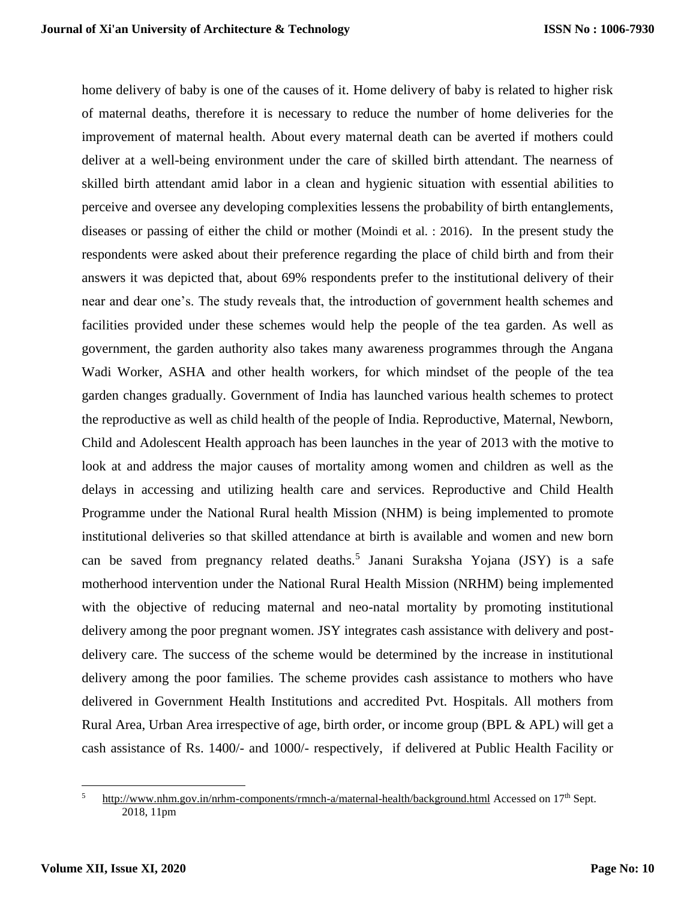home delivery of baby is one of the causes of it. Home delivery of baby is related to higher risk of maternal deaths, therefore it is necessary to reduce the number of home deliveries for the improvement of maternal health. About every maternal death can be averted if mothers could deliver at a well-being environment under the care of skilled birth attendant. The nearness of skilled birth attendant amid labor in a clean and hygienic situation with essential abilities to perceive and oversee any developing complexities lessens the probability of birth entanglements, diseases or passing of either the child or mother (Moindi et al. : 2016). In the present study the respondents were asked about their preference regarding the place of child birth and from their answers it was depicted that, about 69% respondents prefer to the institutional delivery of their near and dear one's. The study reveals that, the introduction of government health schemes and facilities provided under these schemes would help the people of the tea garden. As well as government, the garden authority also takes many awareness programmes through the Angana Wadi Worker, ASHA and other health workers, for which mindset of the people of the tea garden changes gradually. Government of India has launched various health schemes to protect the reproductive as well as child health of the people of India. Reproductive, Maternal, Newborn, Child and Adolescent Health approach has been launches in the year of 2013 with the motive to look at and address the major causes of mortality among women and children as well as the delays in accessing and utilizing health care and services. Reproductive and Child Health Programme under the National Rural health Mission (NHM) is being implemented to promote institutional deliveries so that skilled attendance at birth is available and women and new born can be saved from pregnancy related deaths.[5] Janani Suraksha Yojana (JSY) is a safe motherhood intervention under the National Rural Health Mission (NRHM) being implemented with the objective of reducing maternal and neo-natal mortality by promoting institutional delivery among the poor pregnant women. JSY integrates cash assistance with delivery and post-delivery care. The success of the scheme would be determined by the increase in institutional delivery among the poor families. The scheme provides cash assistance to mothers who have delivered in Government Health Institutions and accredited Pvt. Hospitals. All mothers from Rural Area, Urban Area irrespective of age, birth order, or income group (BPL & APL) will get a cash assistance of Rs. 1400/- and 1000/- respectively, if delivered at Public Health Facility or

---

[5] http://www.nhm.gov.in/nrhm-components/rmnch-a/maternal-health/background.html Accessed on 17th Sept. 2018, 11pm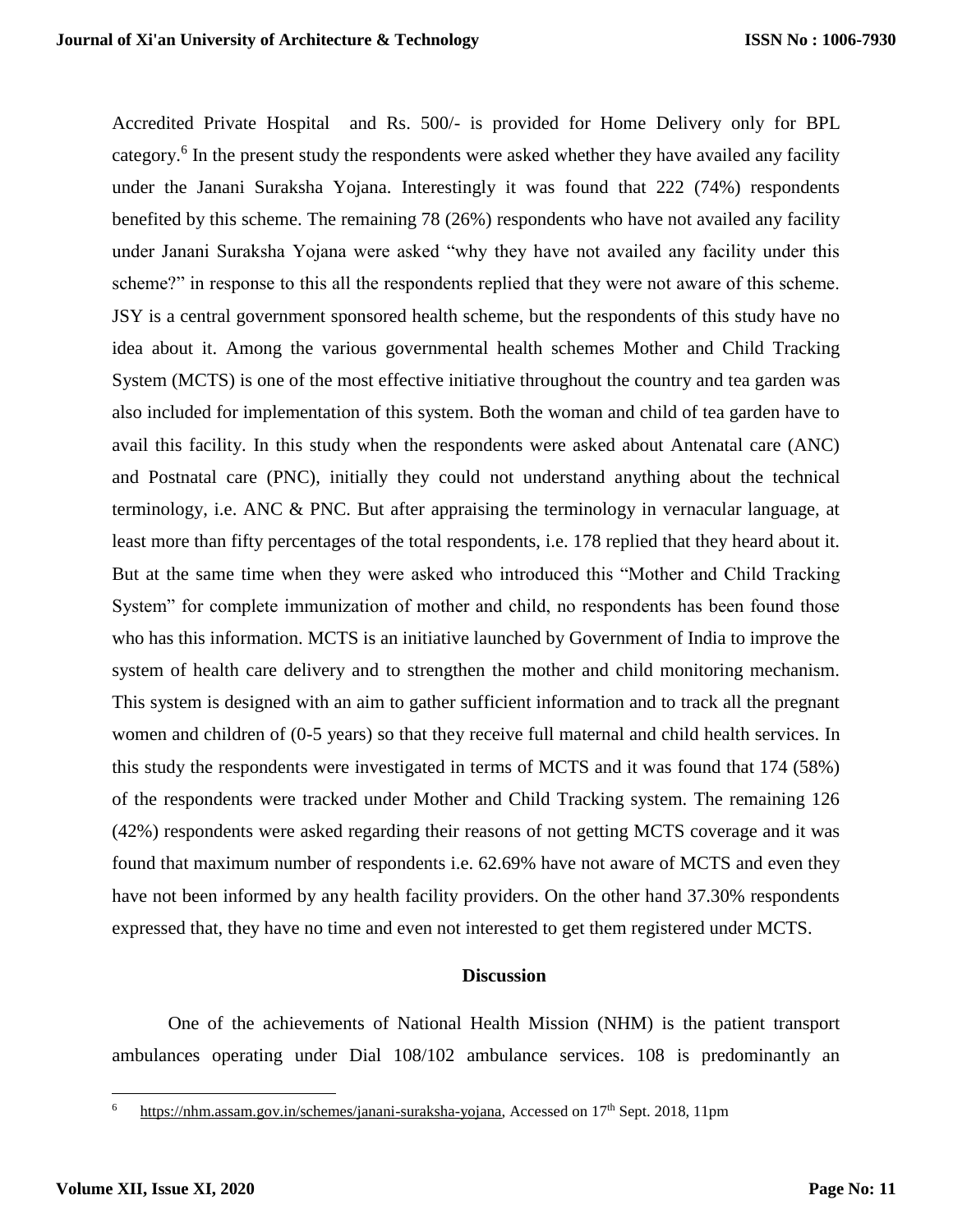Accredited Private Hospital and Rs. 500/- is provided for Home Delivery only for BPL category.[6] In the present study the respondents were asked whether they have availed any facility under the Janani Suraksha Yojana. Interestingly it was found that 222 (74%) respondents benefited by this scheme. The remaining 78 (26%) respondents who have not availed any facility under Janani Suraksha Yojana were asked "why they have not availed any facility under this scheme?" in response to this all the respondents replied that they were not aware of this scheme. JSY is a central government sponsored health scheme, but the respondents of this study have no idea about it. Among the various governmental health schemes Mother and Child Tracking System (MCTS) is one of the most effective initiative throughout the country and tea garden was also included for implementation of this system. Both the woman and child of tea garden have to avail this facility. In this study when the respondents were asked about Antenatal care (ANC) and Postnatal care (PNC), initially they could not understand anything about the technical terminology, i.e. ANC & PNC. But after appraising the terminology in vernacular language, at least more than fifty percentages of the total respondents, i.e. 178 replied that they heard about it. But at the same time when they were asked who introduced this "Mother and Child Tracking System" for complete immunization of mother and child, no respondents has been found those who has this information. MCTS is an initiative launched by Government of India to improve the system of health care delivery and to strengthen the mother and child monitoring mechanism. This system is designed with an aim to gather sufficient information and to track all the pregnant women and children of (0-5 years) so that they receive full maternal and child health services. In this study the respondents were investigated in terms of MCTS and it was found that 174 (58%) of the respondents were tracked under Mother and Child Tracking system. The remaining 126 (42%) respondents were asked regarding their reasons of not getting MCTS coverage and it was found that maximum number of respondents i.e. 62.69% have not aware of MCTS and even they have not been informed by any health facility providers. On the other hand 37.30% respondents expressed that, they have no time and even not interested to get them registered under MCTS.

## Discussion

One of the achievements of National Health Mission (NHM) is the patient transport ambulances operating under Dial 108/102 ambulance services. 108 is predominantly an

---

[6] https://nhm.assam.gov.in/schemes/janani-suraksha-yojana, Accessed on 17th Sept. 2018, 11pm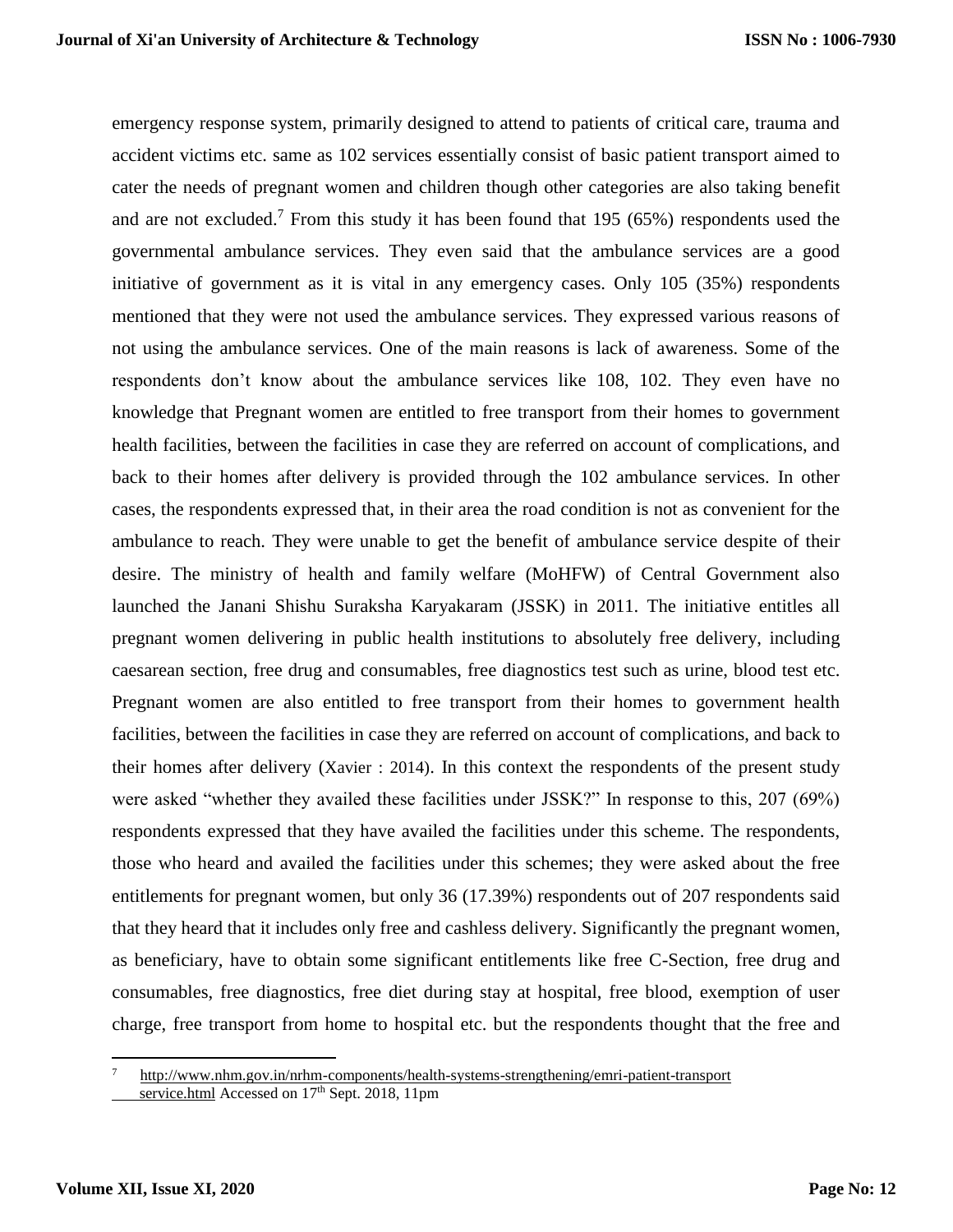emergency response system, primarily designed to attend to patients of critical care, trauma and accident victims etc. same as 102 services essentially consist of basic patient transport aimed to cater the needs of pregnant women and children though other categories are also taking benefit and are not excluded.[7] From this study it has been found that 195 (65%) respondents used the governmental ambulance services. They even said that the ambulance services are a good initiative of government as it is vital in any emergency cases. Only 105 (35%) respondents mentioned that they were not used the ambulance services. They expressed various reasons of not using the ambulance services. One of the main reasons is lack of awareness. Some of the respondents don't know about the ambulance services like 108, 102. They even have no knowledge that Pregnant women are entitled to free transport from their homes to government health facilities, between the facilities in case they are referred on account of complications, and back to their homes after delivery is provided through the 102 ambulance services. In other cases, the respondents expressed that, in their area the road condition is not as convenient for the ambulance to reach. They were unable to get the benefit of ambulance service despite of their desire. The ministry of health and family welfare (MoHFW) of Central Government also launched the Janani Shishu Suraksha Karyakaram (JSSK) in 2011. The initiative entitles all pregnant women delivering in public health institutions to absolutely free delivery, including caesarean section, free drug and consumables, free diagnostics test such as urine, blood test etc. Pregnant women are also entitled to free transport from their homes to government health facilities, between the facilities in case they are referred on account of complications, and back to their homes after delivery (Xavier : 2014). In this context the respondents of the present study were asked "whether they availed these facilities under JSSK?" In response to this, 207 (69%) respondents expressed that they have availed the facilities under this scheme. The respondents, those who heard and availed the facilities under this schemes; they were asked about the free entitlements for pregnant women, but only 36 (17.39%) respondents out of 207 respondents said that they heard that it includes only free and cashless delivery. Significantly the pregnant women, as beneficiary, have to obtain some significant entitlements like free C-Section, free drug and consumables, free diagnostics, free diet during stay at hospital, free blood, exemption of user charge, free transport from home to hospital etc. but the respondents thought that the free and

---

[7] http://www.nhm.gov.in/nrhm-components/health-systems-strengthening/emri-patient-transport service.html Accessed on 17th Sept. 2018, 11pm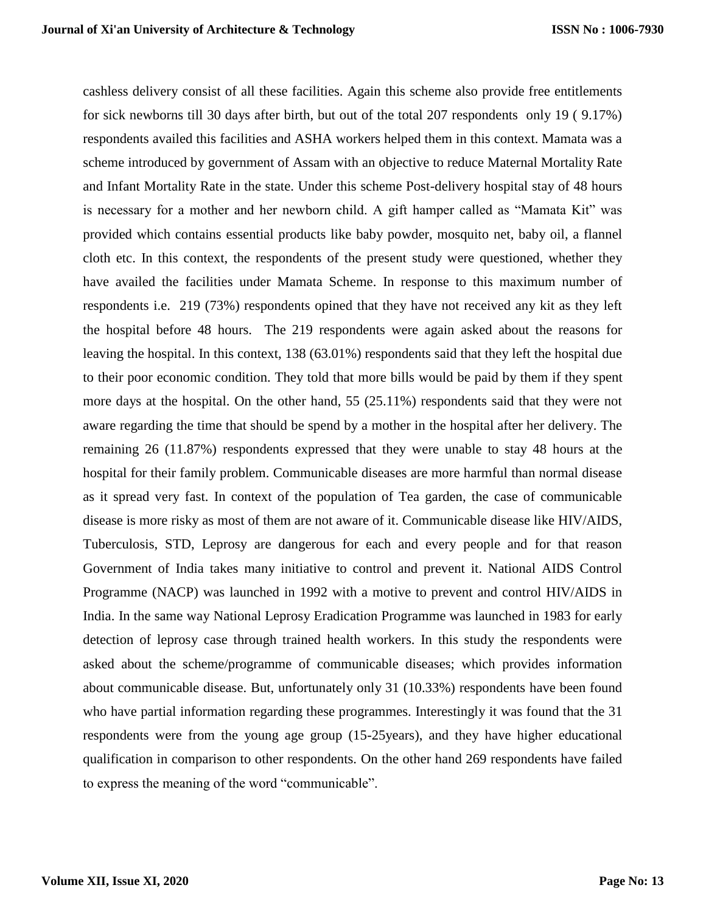cashless delivery consist of all these facilities. Again this scheme also provide free entitlements for sick newborns till 30 days after birth, but out of the total 207 respondents only 19 ( 9.17%) respondents availed this facilities and ASHA workers helped them in this context. Mamata was a scheme introduced by government of Assam with an objective to reduce Maternal Mortality Rate and Infant Mortality Rate in the state. Under this scheme Post-delivery hospital stay of 48 hours is necessary for a mother and her newborn child. A gift hamper called as "Mamata Kit" was provided which contains essential products like baby powder, mosquito net, baby oil, a flannel cloth etc. In this context, the respondents of the present study were questioned, whether they have availed the facilities under Mamata Scheme. In response to this maximum number of respondents i.e. 219 (73%) respondents opined that they have not received any kit as they left the hospital before 48 hours. The 219 respondents were again asked about the reasons for leaving the hospital. In this context, 138 (63.01%) respondents said that they left the hospital due to their poor economic condition. They told that more bills would be paid by them if they spent more days at the hospital. On the other hand, 55 (25.11%) respondents said that they were not aware regarding the time that should be spend by a mother in the hospital after her delivery. The remaining 26 (11.87%) respondents expressed that they were unable to stay 48 hours at the hospital for their family problem. Communicable diseases are more harmful than normal disease as it spread very fast. In context of the population of Tea garden, the case of communicable disease is more risky as most of them are not aware of it. Communicable disease like HIV/AIDS, Tuberculosis, STD, Leprosy are dangerous for each and every people and for that reason Government of India takes many initiative to control and prevent it. National AIDS Control Programme (NACP) was launched in 1992 with a motive to prevent and control HIV/AIDS in India. In the same way National Leprosy Eradication Programme was launched in 1983 for early detection of leprosy case through trained health workers. In this study the respondents were asked about the scheme/programme of communicable diseases; which provides information about communicable disease. But, unfortunately only 31 (10.33%) respondents have been found who have partial information regarding these programmes. Interestingly it was found that the 31 respondents were from the young age group (15-25years), and they have higher educational qualification in comparison to other respondents. On the other hand 269 respondents have failed to express the meaning of the word "communicable".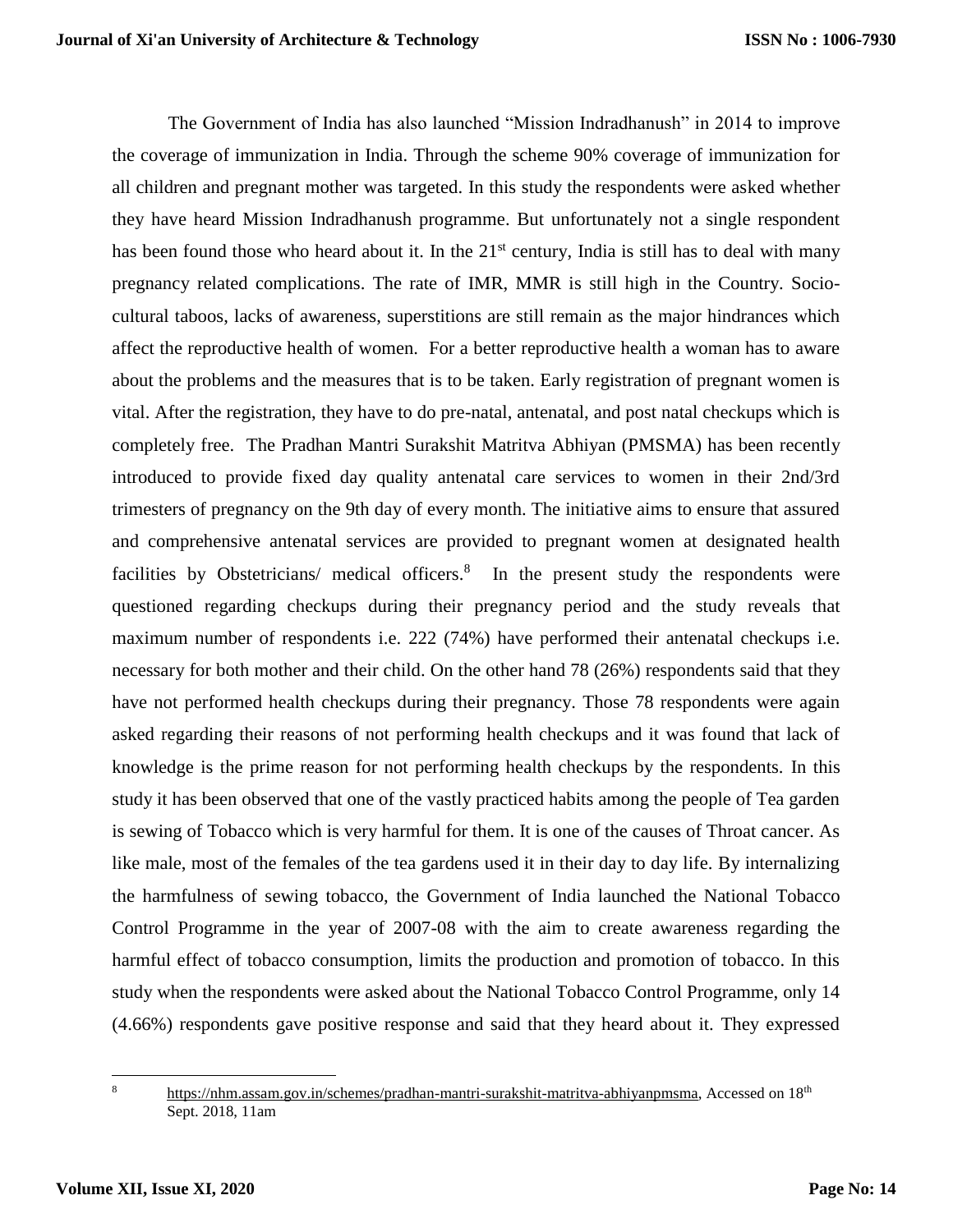The Government of India has also launched "Mission Indradhanush" in 2014 to improve the coverage of immunization in India. Through the scheme 90% coverage of immunization for all children and pregnant mother was targeted. In this study the respondents were asked whether they have heard Mission Indradhanush programme. But unfortunately not a single respondent has been found those who heard about it. In the 21st century, India is still has to deal with many pregnancy related complications. The rate of IMR, MMR is still high in the Country. Socio-cultural taboos, lacks of awareness, superstitions are still remain as the major hindrances which affect the reproductive health of women. For a better reproductive health a woman has to aware about the problems and the measures that is to be taken. Early registration of pregnant women is vital. After the registration, they have to do pre-natal, antenatal, and post natal checkups which is completely free. The Pradhan Mantri Surakshit Matritva Abhiyan (PMSMA) has been recently introduced to provide fixed day quality antenatal care services to women in their 2nd/3rd trimesters of pregnancy on the 9th day of every month. The initiative aims to ensure that assured and comprehensive antenatal services are provided to pregnant women at designated health facilities by Obstetricians/ medical officers.[8] In the present study the respondents were questioned regarding checkups during their pregnancy period and the study reveals that maximum number of respondents i.e. 222 (74%) have performed their antenatal checkups i.e. necessary for both mother and their child. On the other hand 78 (26%) respondents said that they have not performed health checkups during their pregnancy. Those 78 respondents were again asked regarding their reasons of not performing health checkups and it was found that lack of knowledge is the prime reason for not performing health checkups by the respondents. In this study it has been observed that one of the vastly practiced habits among the people of Tea garden is sewing of Tobacco which is very harmful for them. It is one of the causes of Throat cancer. As like male, most of the females of the tea gardens used it in their day to day life. By internalizing the harmfulness of sewing tobacco, the Government of India launched the National Tobacco Control Programme in the year of 2007-08 with the aim to create awareness regarding the harmful effect of tobacco consumption, limits the production and promotion of tobacco. In this study when the respondents were asked about the National Tobacco Control Programme, only 14 (4.66%) respondents gave positive response and said that they heard about it. They expressed

---

[8] https://nhm.assam.gov.in/schemes/pradhan-mantri-surakshit-matritva-abhiyanpmsma, Accessed on 18th Sept. 2018, 11am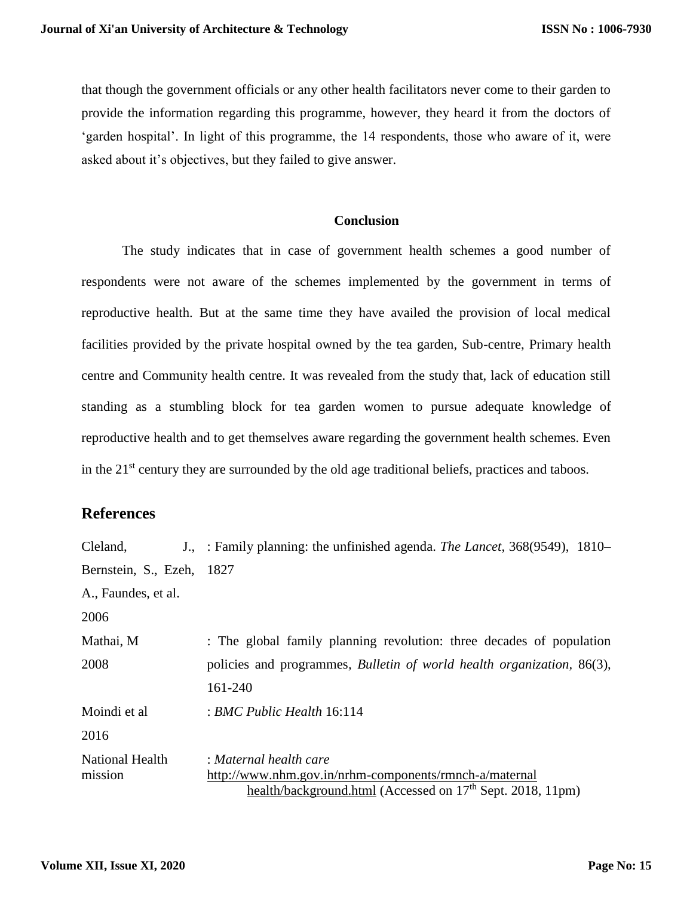that though the government officials or any other health facilitators never come to their garden to provide the information regarding this programme, however, they heard it from the doctors of 'garden hospital'. In light of this programme, the 14 respondents, those who aware of it, were asked about it's objectives, but they failed to give answer.

## Conclusion

The study indicates that in case of government health schemes a good number of respondents were not aware of the schemes implemented by the government in terms of reproductive health. But at the same time they have availed the provision of local medical facilities provided by the private hospital owned by the tea garden, Sub-centre, Primary health centre and Community health centre. It was revealed from the study that, lack of education still standing as a stumbling block for tea garden women to pursue adequate knowledge of reproductive health and to get themselves aware regarding the government health schemes. Even in the 21st century they are surrounded by the old age traditional beliefs, practices and taboos.

## References

Cleland, J., Bernstein, S., Ezeh, A., Faundes, et al. 2006 : Family planning: the unfinished agenda. *The Lancet*, 368(9549), 1810–1827

Mathai, M 2008 : The global family planning revolution: three decades of population policies and programmes, *Bulletin of world health organization*, 86(3), 161-240

Moindi et al 2016 : *BMC Public Health* 16:114

National Health mission : *Maternal health care* http://www.nhm.gov.in/nrhm-components/rmnch-a/maternal health/background.html (Accessed on 17th Sept. 2018, 11pm)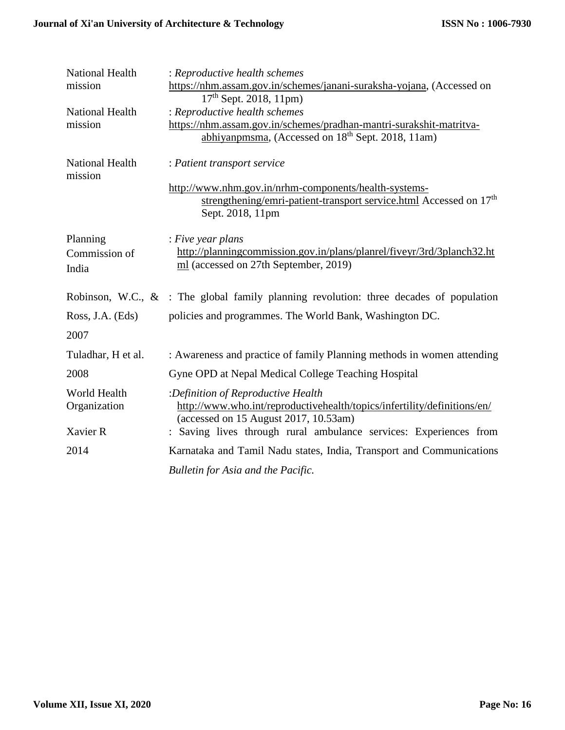National Health mission : *Reproductive health schemes* https://nhm.assam.gov.in/schemes/janani-suraksha-yojana, (Accessed on 17th Sept. 2018, 11pm)

National Health mission : *Reproductive health schemes* https://nhm.assam.gov.in/schemes/pradhan-mantri-surakshit-matritva-abhiyanpmsma, (Accessed on 18th Sept. 2018, 11am)

National Health mission : *Patient transport service* http://www.nhm.gov.in/nrhm-components/health-systems-strengthening/emri-patient-transport service.html Accessed on 17th Sept. 2018, 11pm

Planning Commission of India : *Five year plans* http://planningcommission.gov.in/plans/planrel/fiveyr/3rd/3planch32.html (accessed on 27th September, 2019)

Robinson, W.C., & Ross, J.A. (Eds) 2007 : The global family planning revolution: three decades of population policies and programmes. The World Bank, Washington DC.

Tuladhar, H et al. 2008 : Awareness and practice of family Planning methods in women attending Gyne OPD at Nepal Medical College Teaching Hospital

World Health Organization :*Definition of Reproductive Health* http://www.who.int/reproductivehealth/topics/infertility/definitions/en/ (accessed on 15 August 2017, 10.53am)

Xavier R 2014 : Saving lives through rural ambulance services: Experiences from Karnataka and Tamil Nadu states, India, Transport and Communications *Bulletin for Asia and the Pacific.*